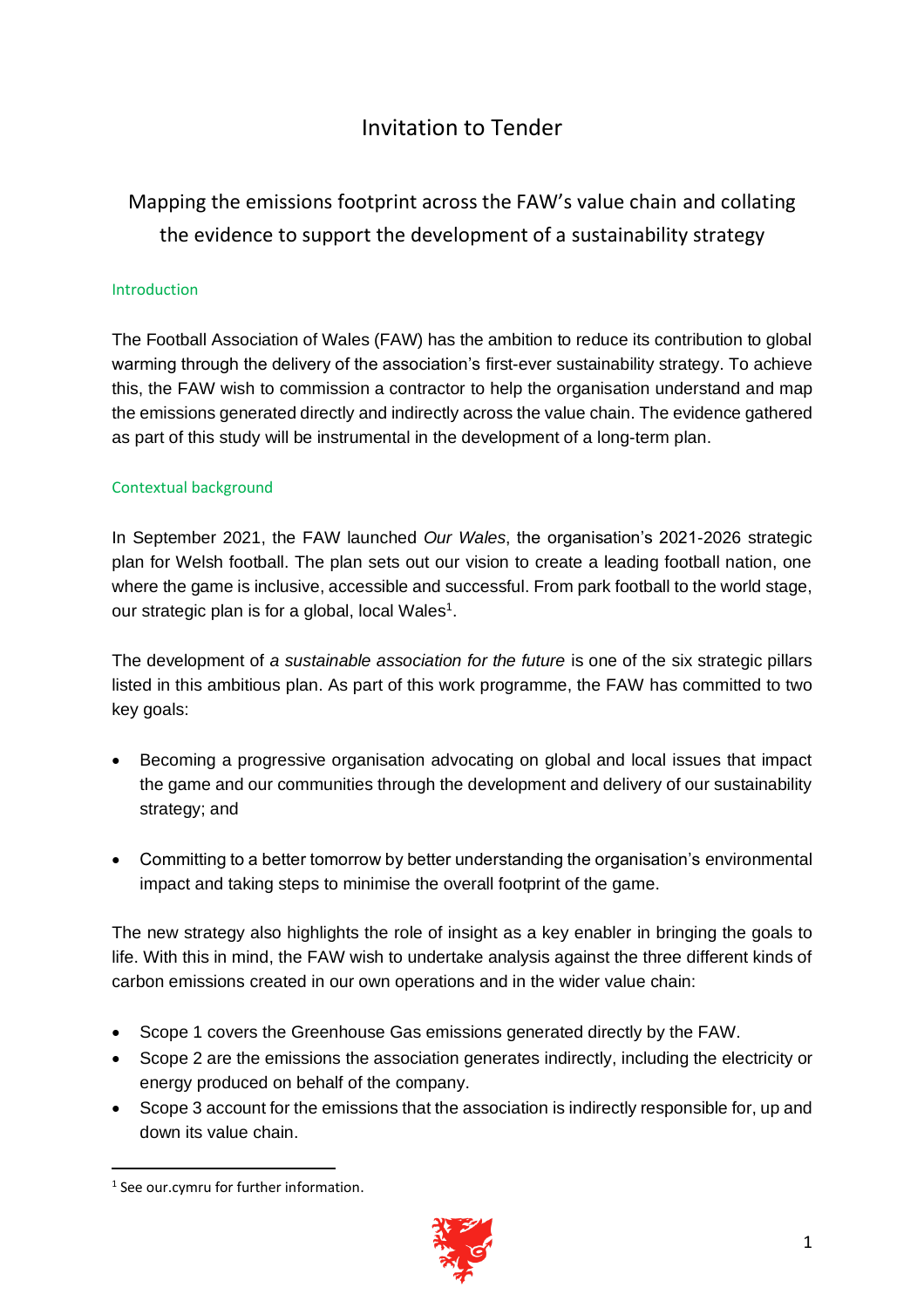# Invitation to Tender

## Mapping the emissions footprint across the FAW's value chain and collating the evidence to support the development of a sustainability strategy

### Introduction

The Football Association of Wales (FAW) has the ambition to reduce its contribution to global warming through the delivery of the association's first-ever sustainability strategy. To achieve this, the FAW wish to commission a contractor to help the organisation understand and map the emissions generated directly and indirectly across the value chain. The evidence gathered as part of this study will be instrumental in the development of a long-term plan.

### Contextual background

In September 2021, the FAW launched *Our Wales*, the organisation's 2021-2026 strategic plan for Welsh football. The plan sets out our vision to create a leading football nation, one where the game is inclusive, accessible and successful. From park football to the world stage, our strategic plan is for a global, local Wales[1].

The development of *a sustainable association for the future* is one of the six strategic pillars listed in this ambitious plan. As part of this work programme, the FAW has committed to two key goals:

- Becoming a progressive organisation advocating on global and local issues that impact the game and our communities through the development and delivery of our sustainability strategy; and

- Committing to a better tomorrow by better understanding the organisation's environmental impact and taking steps to minimise the overall footprint of the game.

The new strategy also highlights the role of insight as a key enabler in bringing the goals to life. With this in mind, the FAW wish to undertake analysis against the three different kinds of carbon emissions created in our own operations and in the wider value chain:

- Scope 1 covers the Greenhouse Gas emissions generated directly by the FAW.
- Scope 2 are the emissions the association generates indirectly, including the electricity or energy produced on behalf of the company.
- Scope 3 account for the emissions that the association is indirectly responsible for, up and down its value chain.

[1] See our.cymru for further information.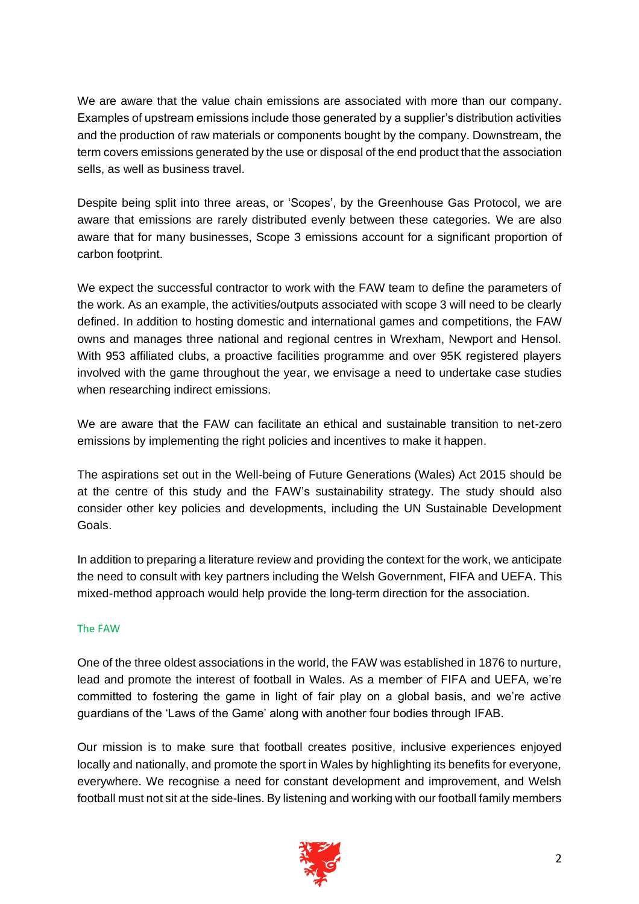We are aware that the value chain emissions are associated with more than our company. Examples of upstream emissions include those generated by a supplier's distribution activities and the production of raw materials or components bought by the company. Downstream, the term covers emissions generated by the use or disposal of the end product that the association sells, as well as business travel.

Despite being split into three areas, or 'Scopes', by the Greenhouse Gas Protocol, we are aware that emissions are rarely distributed evenly between these categories. We are also aware that for many businesses, Scope 3 emissions account for a significant proportion of carbon footprint.

We expect the successful contractor to work with the FAW team to define the parameters of the work. As an example, the activities/outputs associated with scope 3 will need to be clearly defined. In addition to hosting domestic and international games and competitions, the FAW owns and manages three national and regional centres in Wrexham, Newport and Hensol. With 953 affiliated clubs, a proactive facilities programme and over 95K registered players involved with the game throughout the year, we envisage a need to undertake case studies when researching indirect emissions.

We are aware that the FAW can facilitate an ethical and sustainable transition to net-zero emissions by implementing the right policies and incentives to make it happen.

The aspirations set out in the Well-being of Future Generations (Wales) Act 2015 should be at the centre of this study and the FAW's sustainability strategy. The study should also consider other key policies and developments, including the UN Sustainable Development Goals.

In addition to preparing a literature review and providing the context for the work, we anticipate the need to consult with key partners including the Welsh Government, FIFA and UEFA. This mixed-method approach would help provide the long-term direction for the association.

## The FAW

One of the three oldest associations in the world, the FAW was established in 1876 to nurture, lead and promote the interest of football in Wales. As a member of FIFA and UEFA, we're committed to fostering the game in light of fair play on a global basis, and we're active guardians of the 'Laws of the Game' along with another four bodies through IFAB.

Our mission is to make sure that football creates positive, inclusive experiences enjoyed locally and nationally, and promote the sport in Wales by highlighting its benefits for everyone, everywhere. We recognise a need for constant development and improvement, and Welsh football must not sit at the side-lines. By listening and working with our football family members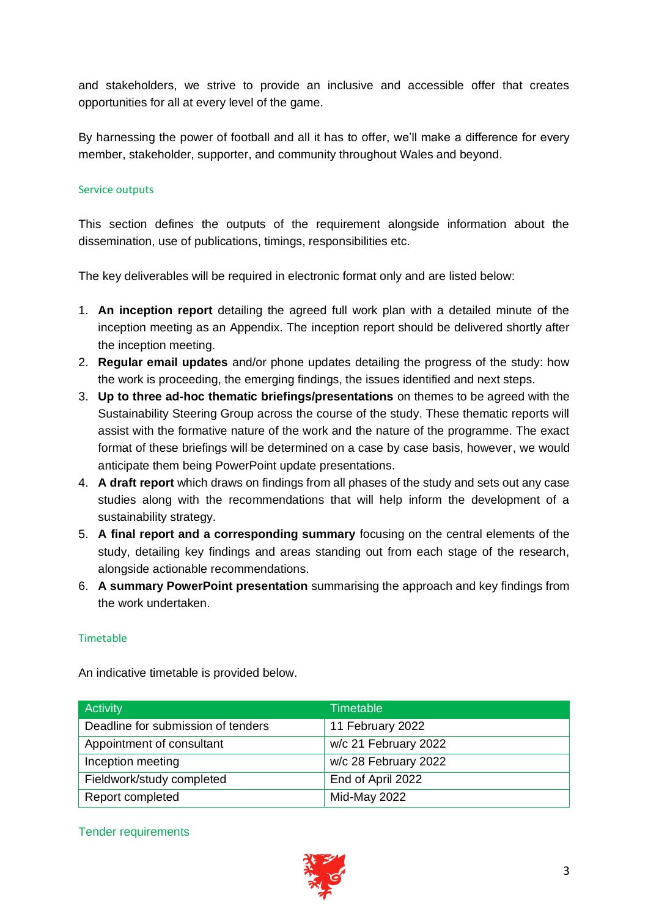and stakeholders, we strive to provide an inclusive and accessible offer that creates opportunities for all at every level of the game.

By harnessing the power of football and all it has to offer, we'll make a difference for every member, stakeholder, supporter, and community throughout Wales and beyond.

## Service outputs

This section defines the outputs of the requirement alongside information about the dissemination, use of publications, timings, responsibilities etc.

The key deliverables will be required in electronic format only and are listed below:

1. **An inception report** detailing the agreed full work plan with a detailed minute of the inception meeting as an Appendix. The inception report should be delivered shortly after the inception meeting.
2. **Regular email updates** and/or phone updates detailing the progress of the study: how the work is proceeding, the emerging findings, the issues identified and next steps.
3. **Up to three ad-hoc thematic briefings/presentations** on themes to be agreed with the Sustainability Steering Group across the course of the study. These thematic reports will assist with the formative nature of the work and the nature of the programme. The exact format of these briefings will be determined on a case by case basis, however, we would anticipate them being PowerPoint update presentations.
4. **A draft report** which draws on findings from all phases of the study and sets out any case studies along with the recommendations that will help inform the development of a sustainability strategy.
5. **A final report and a corresponding summary** focusing on the central elements of the study, detailing key findings and areas standing out from each stage of the research, alongside actionable recommendations.
6. **A summary PowerPoint presentation** summarising the approach and key findings from the work undertaken.

## Timetable

An indicative timetable is provided below.

| Activity | Timetable |
|---|---|
| Deadline for submission of tenders | 11 February 2022 |
| Appointment of consultant | w/c 21 February 2022 |
| Inception meeting | w/c 28 February 2022 |
| Fieldwork/study completed | End of April 2022 |
| Report completed | Mid-May 2022 |

## Tender requirements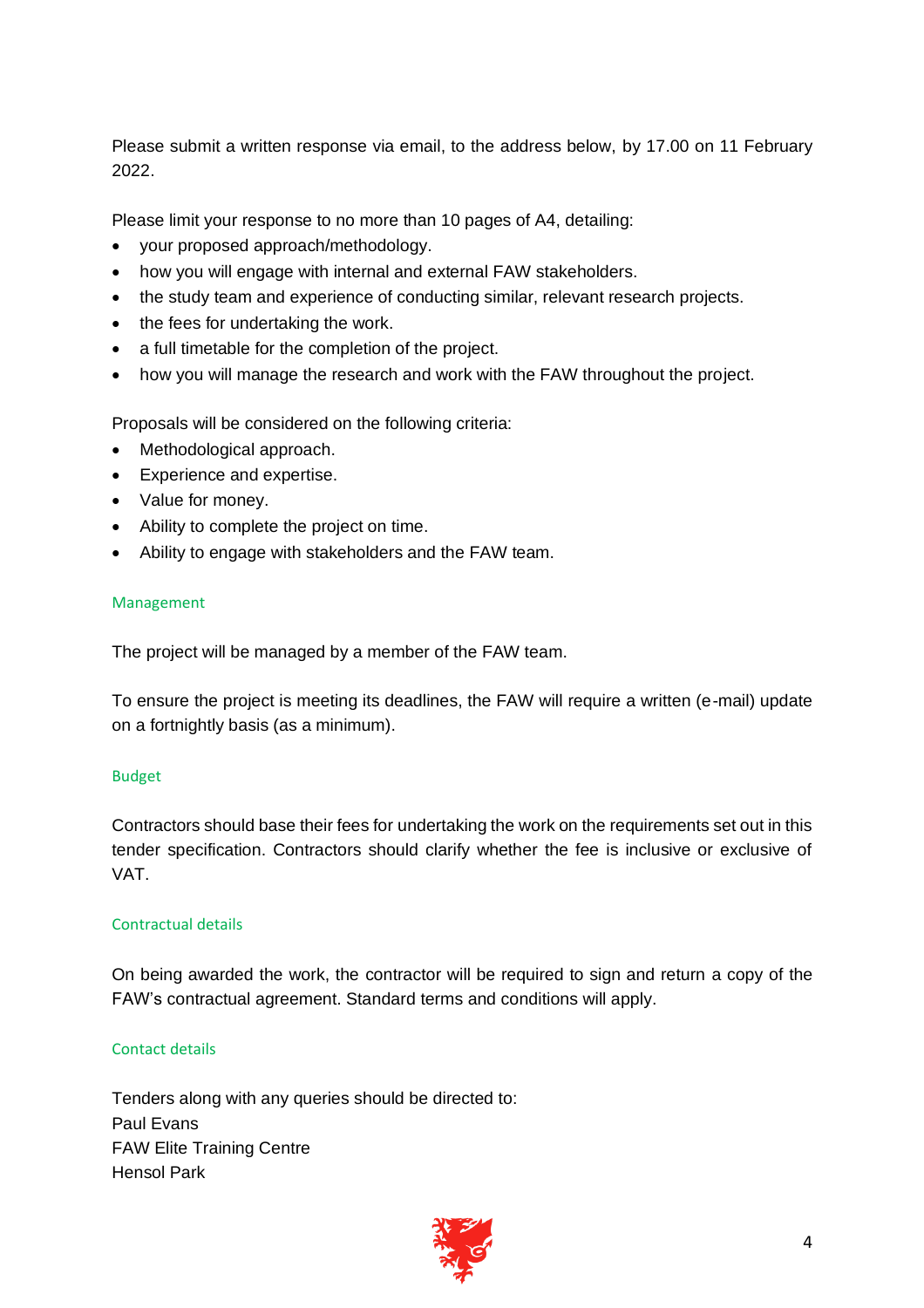Please submit a written response via email, to the address below, by 17.00 on 11 February 2022.

Please limit your response to no more than 10 pages of A4, detailing:

- your proposed approach/methodology.
- how you will engage with internal and external FAW stakeholders.
- the study team and experience of conducting similar, relevant research projects.
- the fees for undertaking the work.
- a full timetable for the completion of the project.
- how you will manage the research and work with the FAW throughout the project.

Proposals will be considered on the following criteria:

- Methodological approach.
- Experience and expertise.
- Value for money.
- Ability to complete the project on time.
- Ability to engage with stakeholders and the FAW team.

## Management

The project will be managed by a member of the FAW team.

To ensure the project is meeting its deadlines, the FAW will require a written (e-mail) update on a fortnightly basis (as a minimum).

## Budget

Contractors should base their fees for undertaking the work on the requirements set out in this tender specification. Contractors should clarify whether the fee is inclusive or exclusive of VAT.

## Contractual details

On being awarded the work, the contractor will be required to sign and return a copy of the FAW's contractual agreement. Standard terms and conditions will apply.

## Contact details

Tenders along with any queries should be directed to:
Paul Evans
FAW Elite Training Centre
Hensol Park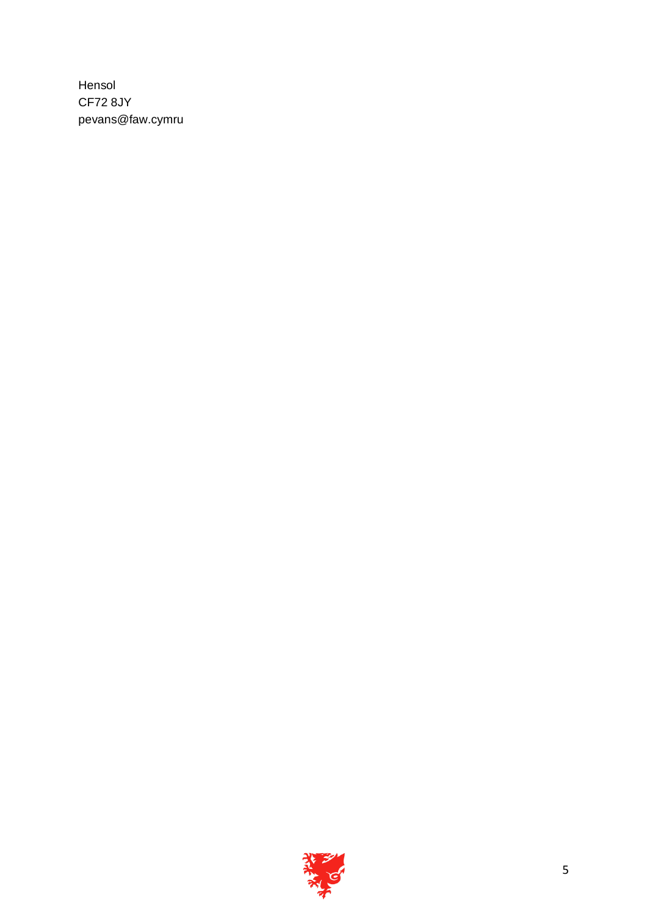Hensol
CF72 8JY
pevans@faw.cymru